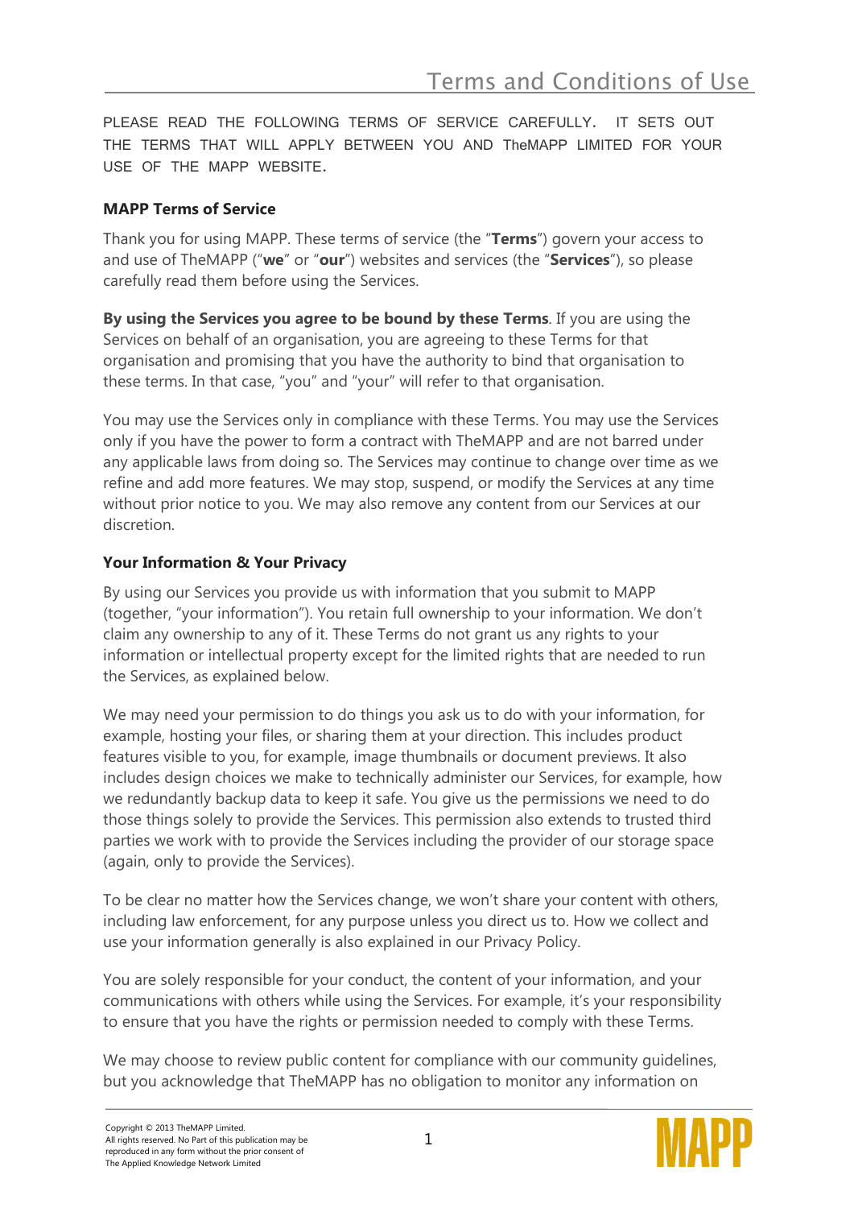# Terms and Conditions of Use

PLEASE READ THE FOLLOWING TERMS OF SERVICE CAREFULLY. IT SETS OUT THE TERMS THAT WILL APPLY BETWEEN YOU AND TheMAPP LIMITED FOR YOUR USE OF THE MAPP WEBSITE.

**MAPP Terms of Service**

Thank you for using MAPP. These terms of service (the "**Terms**") govern your access to and use of TheMAPP ("**we**" or "**our**") websites and services (the "**Services**"), so please carefully read them before using the Services.

**By using the Services you agree to be bound by these Terms**. If you are using the Services on behalf of an organisation, you are agreeing to these Terms for that organisation and promising that you have the authority to bind that organisation to these terms. In that case, "you" and "your" will refer to that organisation.

You may use the Services only in compliance with these Terms. You may use the Services only if you have the power to form a contract with TheMAPP and are not barred under any applicable laws from doing so. The Services may continue to change over time as we refine and add more features. We may stop, suspend, or modify the Services at any time without prior notice to you. We may also remove any content from our Services at our discretion.

**Your Information & Your Privacy**

By using our Services you provide us with information that you submit to MAPP (together, "your information"). You retain full ownership to your information. We don't claim any ownership to any of it. These Terms do not grant us any rights to your information or intellectual property except for the limited rights that are needed to run the Services, as explained below.

We may need your permission to do things you ask us to do with your information, for example, hosting your files, or sharing them at your direction. This includes product features visible to you, for example, image thumbnails or document previews. It also includes design choices we make to technically administer our Services, for example, how we redundantly backup data to keep it safe. You give us the permissions we need to do those things solely to provide the Services. This permission also extends to trusted third parties we work with to provide the Services including the provider of our storage space (again, only to provide the Services).

To be clear no matter how the Services change, we won't share your content with others, including law enforcement, for any purpose unless you direct us to. How we collect and use your information generally is also explained in our Privacy Policy.

You are solely responsible for your conduct, the content of your information, and your communications with others while using the Services. For example, it's your responsibility to ensure that you have the rights or permission needed to comply with these Terms.

We may choose to review public content for compliance with our community guidelines, but you acknowledge that TheMAPP has no obligation to monitor any information on

Copyright © 2013 TheMAPP Limited.
All rights reserved. No Part of this publication may be reproduced in any form without the prior consent of The Applied Knowledge Network Limited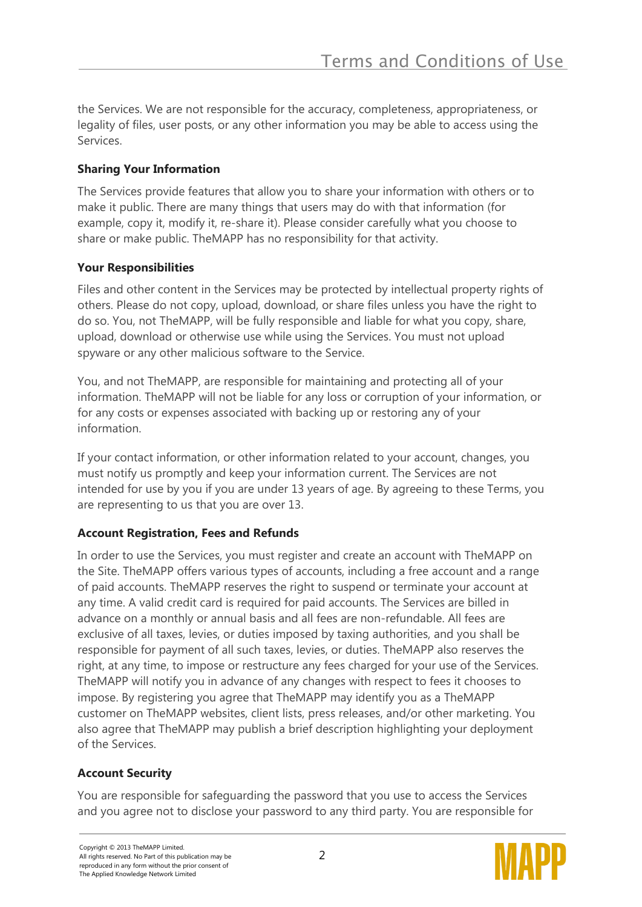the Services. We are not responsible for the accuracy, completeness, appropriateness, or legality of files, user posts, or any other information you may be able to access using the Services.

**Sharing Your Information**

The Services provide features that allow you to share your information with others or to make it public. There are many things that users may do with that information (for example, copy it, modify it, re-share it). Please consider carefully what you choose to share or make public. TheMAPP has no responsibility for that activity.

**Your Responsibilities**

Files and other content in the Services may be protected by intellectual property rights of others. Please do not copy, upload, download, or share files unless you have the right to do so. You, not TheMAPP, will be fully responsible and liable for what you copy, share, upload, download or otherwise use while using the Services. You must not upload spyware or any other malicious software to the Service.

You, and not TheMAPP, are responsible for maintaining and protecting all of your information. TheMAPP will not be liable for any loss or corruption of your information, or for any costs or expenses associated with backing up or restoring any of your information.

If your contact information, or other information related to your account, changes, you must notify us promptly and keep your information current. The Services are not intended for use by you if you are under 13 years of age. By agreeing to these Terms, you are representing to us that you are over 13.

**Account Registration, Fees and Refunds**

In order to use the Services, you must register and create an account with TheMAPP on the Site. TheMAPP offers various types of accounts, including a free account and a range of paid accounts. TheMAPP reserves the right to suspend or terminate your account at any time. A valid credit card is required for paid accounts. The Services are billed in advance on a monthly or annual basis and all fees are non-refundable. All fees are exclusive of all taxes, levies, or duties imposed by taxing authorities, and you shall be responsible for payment of all such taxes, levies, or duties. TheMAPP also reserves the right, at any time, to impose or restructure any fees charged for your use of the Services. TheMAPP will notify you in advance of any changes with respect to fees it chooses to impose. By registering you agree that TheMAPP may identify you as a TheMAPP customer on TheMAPP websites, client lists, press releases, and/or other marketing. You also agree that TheMAPP may publish a brief description highlighting your deployment of the Services.

**Account Security**

You are responsible for safeguarding the password that you use to access the Services and you agree not to disclose your password to any third party. You are responsible for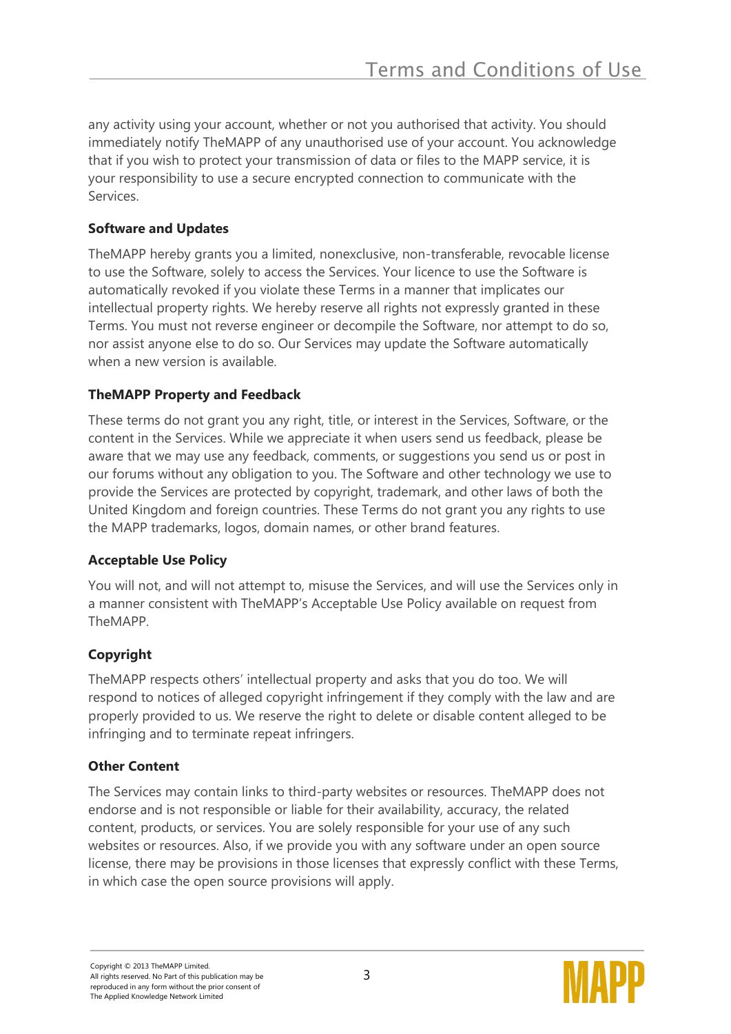any activity using your account, whether or not you authorised that activity. You should immediately notify TheMAPP of any unauthorised use of your account. You acknowledge that if you wish to protect your transmission of data or files to the MAPP service, it is your responsibility to use a secure encrypted connection to communicate with the Services.

**Software and Updates**

TheMAPP hereby grants you a limited, nonexclusive, non-transferable, revocable license to use the Software, solely to access the Services. Your licence to use the Software is automatically revoked if you violate these Terms in a manner that implicates our intellectual property rights. We hereby reserve all rights not expressly granted in these Terms. You must not reverse engineer or decompile the Software, nor attempt to do so, nor assist anyone else to do so. Our Services may update the Software automatically when a new version is available.

**TheMAPP Property and Feedback**

These terms do not grant you any right, title, or interest in the Services, Software, or the content in the Services. While we appreciate it when users send us feedback, please be aware that we may use any feedback, comments, or suggestions you send us or post in our forums without any obligation to you. The Software and other technology we use to provide the Services are protected by copyright, trademark, and other laws of both the United Kingdom and foreign countries. These Terms do not grant you any rights to use the MAPP trademarks, logos, domain names, or other brand features.

**Acceptable Use Policy**

You will not, and will not attempt to, misuse the Services, and will use the Services only in a manner consistent with TheMAPP's Acceptable Use Policy available on request from TheMAPP.

**Copyright**

TheMAPP respects others' intellectual property and asks that you do too. We will respond to notices of alleged copyright infringement if they comply with the law and are properly provided to us. We reserve the right to delete or disable content alleged to be infringing and to terminate repeat infringers.

**Other Content**

The Services may contain links to third-party websites or resources. TheMAPP does not endorse and is not responsible or liable for their availability, accuracy, the related content, products, or services. You are solely responsible for your use of any such websites or resources. Also, if we provide you with any software under an open source license, there may be provisions in those licenses that expressly conflict with these Terms, in which case the open source provisions will apply.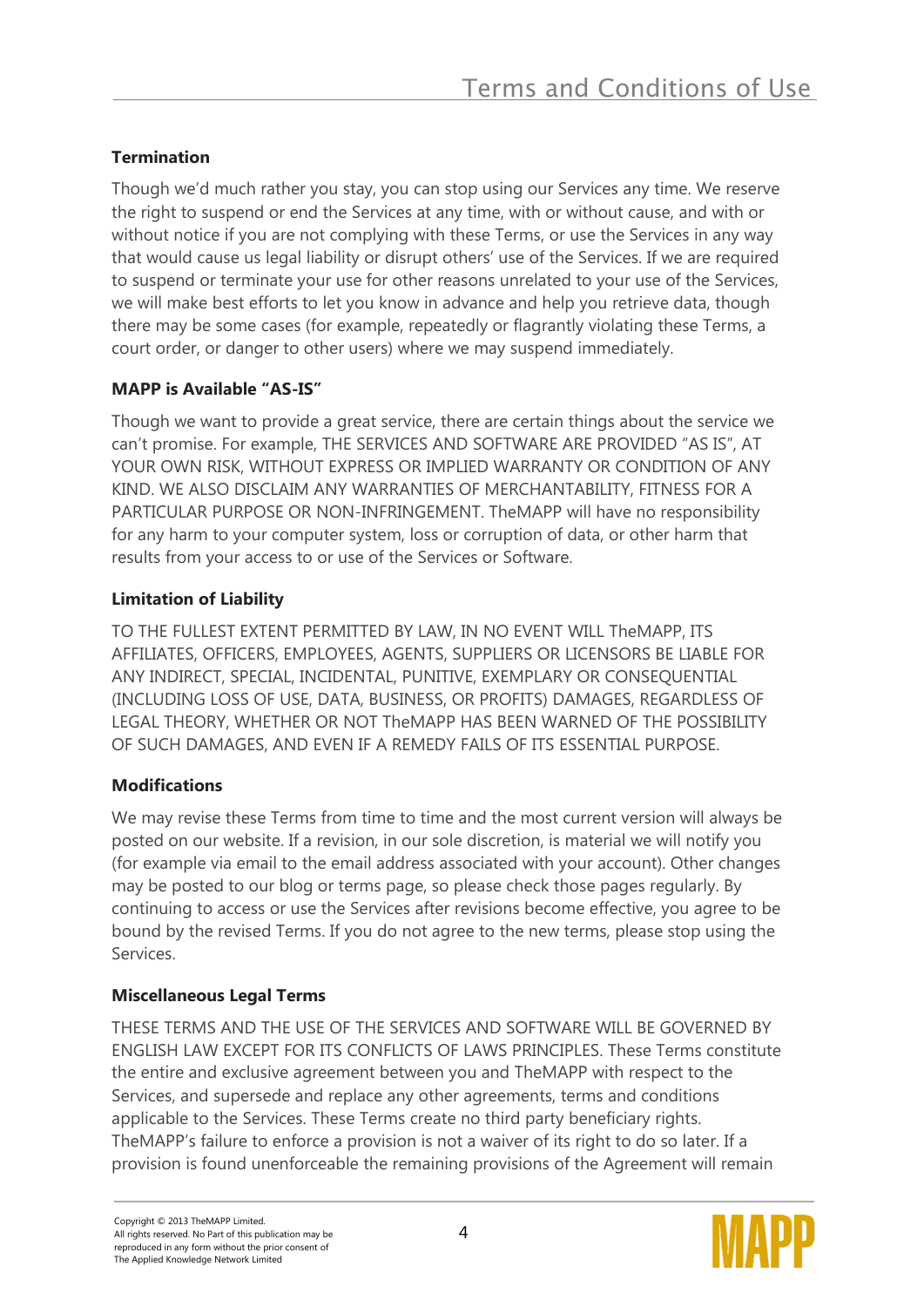**Termination**

Though we'd much rather you stay, you can stop using our Services any time. We reserve the right to suspend or end the Services at any time, with or without cause, and with or without notice if you are not complying with these Terms, or use the Services in any way that would cause us legal liability or disrupt others' use of the Services. If we are required to suspend or terminate your use for other reasons unrelated to your use of the Services, we will make best efforts to let you know in advance and help you retrieve data, though there may be some cases (for example, repeatedly or flagrantly violating these Terms, a court order, or danger to other users) where we may suspend immediately.

**MAPP is Available "AS-IS"**

Though we want to provide a great service, there are certain things about the service we can't promise. For example, THE SERVICES AND SOFTWARE ARE PROVIDED "AS IS", AT YOUR OWN RISK, WITHOUT EXPRESS OR IMPLIED WARRANTY OR CONDITION OF ANY KIND. WE ALSO DISCLAIM ANY WARRANTIES OF MERCHANTABILITY, FITNESS FOR A PARTICULAR PURPOSE OR NON-INFRINGEMENT. TheMAPP will have no responsibility for any harm to your computer system, loss or corruption of data, or other harm that results from your access to or use of the Services or Software.

**Limitation of Liability**

TO THE FULLEST EXTENT PERMITTED BY LAW, IN NO EVENT WILL TheMAPP, ITS AFFILIATES, OFFICERS, EMPLOYEES, AGENTS, SUPPLIERS OR LICENSORS BE LIABLE FOR ANY INDIRECT, SPECIAL, INCIDENTAL, PUNITIVE, EXEMPLARY OR CONSEQUENTIAL (INCLUDING LOSS OF USE, DATA, BUSINESS, OR PROFITS) DAMAGES, REGARDLESS OF LEGAL THEORY, WHETHER OR NOT TheMAPP HAS BEEN WARNED OF THE POSSIBILITY OF SUCH DAMAGES, AND EVEN IF A REMEDY FAILS OF ITS ESSENTIAL PURPOSE.

**Modifications**

We may revise these Terms from time to time and the most current version will always be posted on our website. If a revision, in our sole discretion, is material we will notify you (for example via email to the email address associated with your account). Other changes may be posted to our blog or terms page, so please check those pages regularly. By continuing to access or use the Services after revisions become effective, you agree to be bound by the revised Terms. If you do not agree to the new terms, please stop using the Services.

**Miscellaneous Legal Terms**

THESE TERMS AND THE USE OF THE SERVICES AND SOFTWARE WILL BE GOVERNED BY ENGLISH LAW EXCEPT FOR ITS CONFLICTS OF LAWS PRINCIPLES. These Terms constitute the entire and exclusive agreement between you and TheMAPP with respect to the Services, and supersede and replace any other agreements, terms and conditions applicable to the Services. These Terms create no third party beneficiary rights. TheMAPP's failure to enforce a provision is not a waiver of its right to do so later. If a provision is found unenforceable the remaining provisions of the Agreement will remain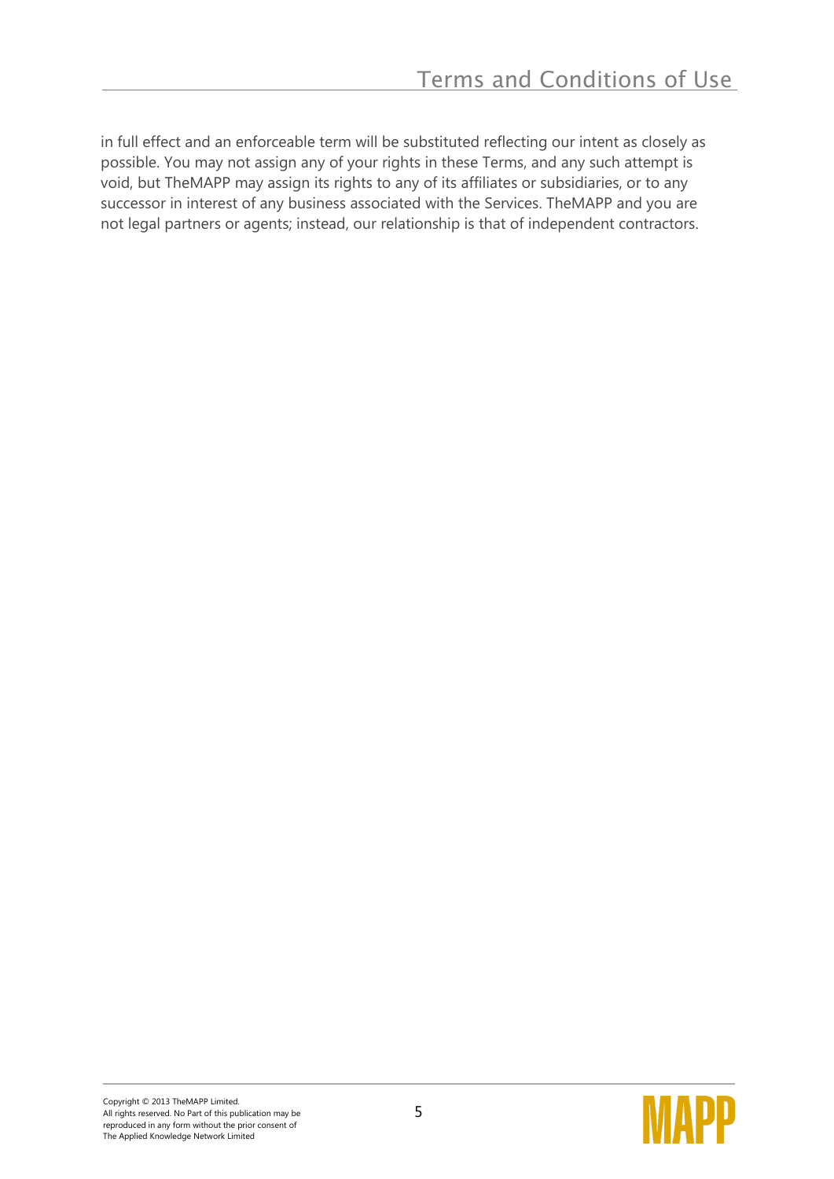in full effect and an enforceable term will be substituted reflecting our intent as closely as possible. You may not assign any of your rights in these Terms, and any such attempt is void, but TheMAPP may assign its rights to any of its affiliates or subsidiaries, or to any successor in interest of any business associated with the Services. TheMAPP and you are not legal partners or agents; instead, our relationship is that of independent contractors.